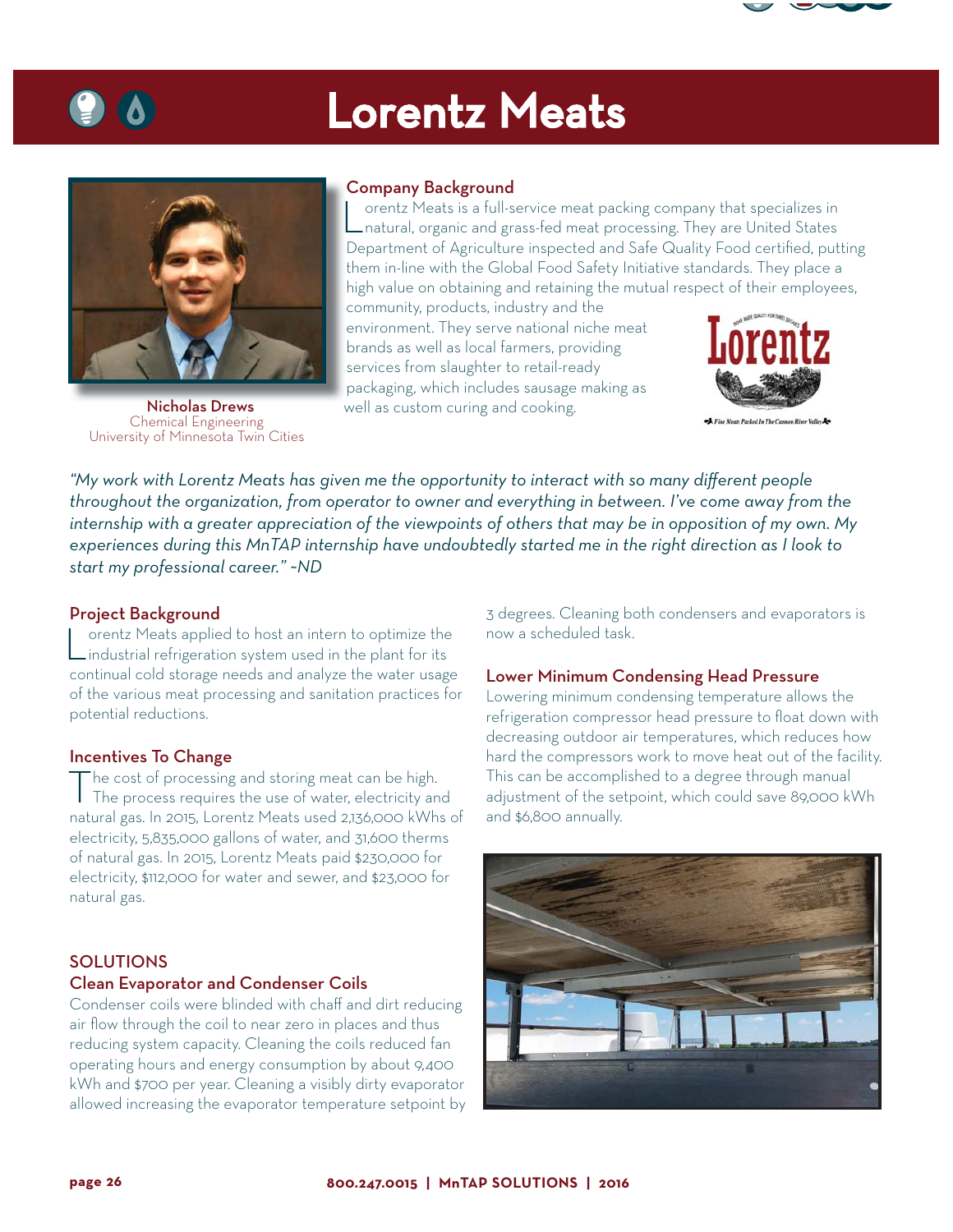# Lorentz Meats

**Nicholas Drews**
Chemical Engineering
University of Minnesota Twin Cities

## Company Background

Lorentz Meats is a full-service meat packing company that specializes in natural, organic and grass-fed meat processing. They are United States Department of Agriculture inspected and Safe Quality Food certified, putting them in-line with the Global Food Safety Initiative standards. They place a high value on obtaining and retaining the mutual respect of their employees, community, products, industry and the environment. They serve national niche meat brands as well as local farmers, providing services from slaughter to retail-ready packaging, which includes sausage making as well as custom curing and cooking.

*"My work with Lorentz Meats has given me the opportunity to interact with so many different people throughout the organization, from operator to owner and everything in between. I've come away from the internship with a greater appreciation of the viewpoints of others that may be in opposition of my own. My experiences during this MnTAP internship have undoubtedly started me in the right direction as I look to start my professional career." ~ND*

## Project Background

Lorentz Meats applied to host an intern to optimize the industrial refrigeration system used in the plant for its continual cold storage needs and analyze the water usage of the various meat processing and sanitation practices for potential reductions.

## Incentives To Change

The cost of processing and storing meat can be high. The process requires the use of water, electricity and natural gas. In 2015, Lorentz Meats used 2,136,000 kWhs of electricity, 5,835,000 gallons of water, and 31,600 therms of natural gas. In 2015, Lorentz Meats paid $230,000 for electricity, $112,000 for water and sewer, and $23,000 for natural gas.

## SOLUTIONS

### Clean Evaporator and Condenser Coils

Condenser coils were blinded with chaff and dirt reducing air flow through the coil to near zero in places and thus reducing system capacity. Cleaning the coils reduced fan operating hours and energy consumption by about 9,400 kWh and $700 per year. Cleaning a visibly dirty evaporator allowed increasing the evaporator temperature setpoint by 3 degrees. Cleaning both condensers and evaporators is now a scheduled task.

### Lower Minimum Condensing Head Pressure

Lowering minimum condensing temperature allows the refrigeration compressor head pressure to float down with decreasing outdoor air temperatures, which reduces how hard the compressors work to move heat out of the facility. This can be accomplished to a degree through manual adjustment of the setpoint, which could save 89,000 kWh and $6,800 annually.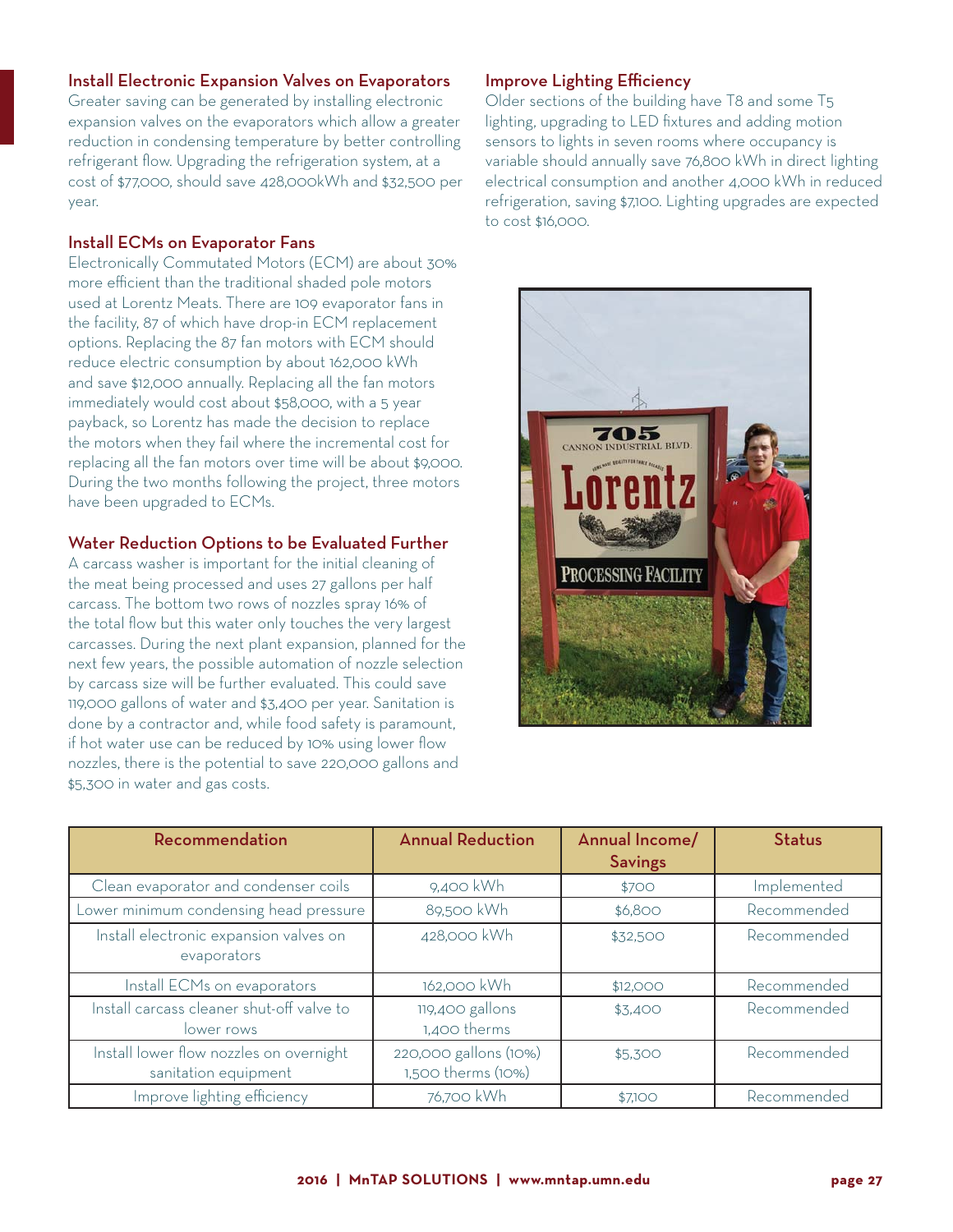### Install Electronic Expansion Valves on Evaporators

Greater saving can be generated by installing electronic expansion valves on the evaporators which allow a greater reduction in condensing temperature by better controlling refrigerant flow. Upgrading the refrigeration system, at a cost of $77,000, should save 428,000kWh and $32,500 per year.

### Install ECMs on Evaporator Fans

Electronically Commutated Motors (ECM) are about 30% more efficient than the traditional shaded pole motors used at Lorentz Meats. There are 109 evaporator fans in the facility, 87 of which have drop-in ECM replacement options. Replacing the 87 fan motors with ECM should reduce electric consumption by about 162,000 kWh and save $12,000 annually. Replacing all the fan motors immediately would cost about $58,000, with a 5 year payback, so Lorentz has made the decision to replace the motors when they fail where the incremental cost for replacing all the fan motors over time will be about $9,000. During the two months following the project, three motors have been upgraded to ECMs.

### Water Reduction Options to be Evaluated Further

A carcass washer is important for the initial cleaning of the meat being processed and uses 27 gallons per half carcass. The bottom two rows of nozzles spray 16% of the total flow but this water only touches the very largest carcasses. During the next plant expansion, planned for the next few years, the possible automation of nozzle selection by carcass size will be further evaluated. This could save 119,000 gallons of water and $3,400 per year. Sanitation is done by a contractor and, while food safety is paramount, if hot water use can be reduced by 10% using lower flow nozzles, there is the potential to save 220,000 gallons and $5,300 in water and gas costs.

### Improve Lighting Efficiency

Older sections of the building have T8 and some T5 lighting, upgrading to LED fixtures and adding motion sensors to lights in seven rooms where occupancy is variable should annually save 76,800 kWh in direct lighting electrical consumption and another 4,000 kWh in reduced refrigeration, saving $7,100. Lighting upgrades are expected to cost $16,000.

| Recommendation | Annual Reduction | Annual Income/ Savings | Status |
|---|---|---|---|
| Clean evaporator and condenser coils | 9,400 kWh | $700 | Implemented |
| Lower minimum condensing head pressure | 89,500 kWh | $6,800 | Recommended |
| Install electronic expansion valves on evaporators | 428,000 kWh | $32,500 | Recommended |
| Install ECMs on evaporators | 162,000 kWh | $12,000 | Recommended |
| Install carcass cleaner shut-off valve to lower rows | 119,400 gallons<br>1,400 therms | $3,400 | Recommended |
| Install lower flow nozzles on overnight sanitation equipment | 220,000 gallons (10%)<br>1,500 therms (10%) | $5,300 | Recommended |
| Improve lighting efficiency | 76,700 kWh | $7,100 | Recommended |